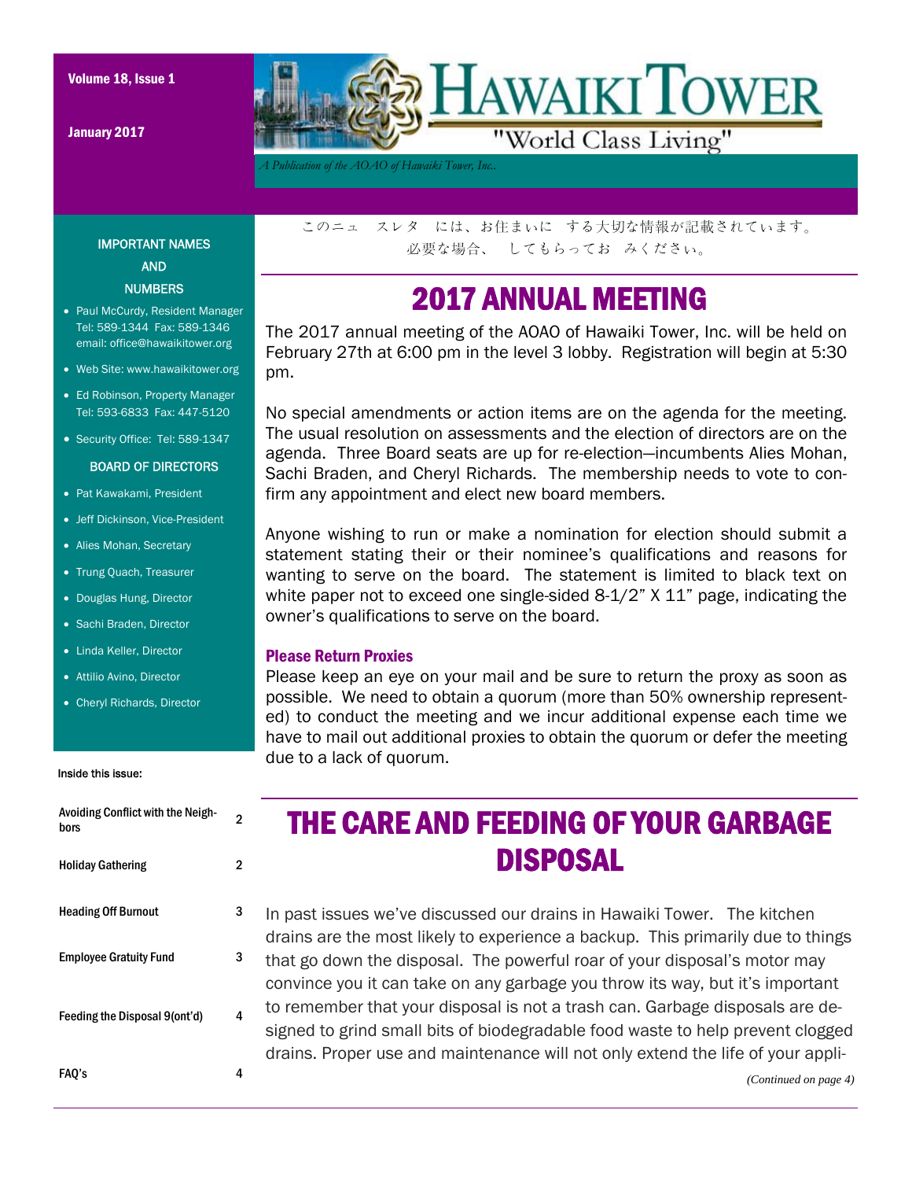# HAWAIKI TOWER

"World Class Living"

*A Publication of the AOAO of Hawaiki Tower, Inc.*

Volume 18, Issue 1

January 2017

このニュ　スレタ　には、お住まいに　する大切な情報が記載されています。
必要な場合、　してもらってお　みください。

## IMPORTANT NAMES AND NUMBERS

- Paul McCurdy, Resident Manager Tel: 589-1344 Fax: 589-1346 email: office@hawaikitower.org
- Web Site: www.hawaikitower.org
- Ed Robinson, Property Manager Tel: 593-6833 Fax: 447-5120
- Security Office: Tel: 589-1347

### BOARD OF DIRECTORS

- Pat Kawakami, President
- Jeff Dickinson, Vice-President
- Alies Mohan, Secretary
- Trung Quach, Treasurer
- Douglas Hung, Director
- Sachi Braden, Director
- Linda Keller, Director
- Attilio Avino, Director
- Cheryl Richards, Director

### Inside this issue:

| | |
|---|---|
| Avoiding Conflict with the Neighbors | 2 |
| Holiday Gathering | 2 |
| Heading Off Burnout | 3 |
| Employee Gratuity Fund | 3 |
| Feeding the Disposal 9(ont'd) | 4 |
| FAQ's | 4 |

## 2017 ANNUAL MEETING

The 2017 annual meeting of the AOAO of Hawaiki Tower, Inc. will be held on February 27th at 6:00 pm in the level 3 lobby. Registration will begin at 5:30 pm.

No special amendments or action items are on the agenda for the meeting. The usual resolution on assessments and the election of directors are on the agenda. Three Board seats are up for re-election—incumbents Alies Mohan, Sachi Braden, and Cheryl Richards. The membership needs to vote to confirm any appointment and elect new board members.

Anyone wishing to run or make a nomination for election should submit a statement stating their or their nominee's qualifications and reasons for wanting to serve on the board. The statement is limited to black text on white paper not to exceed one single-sided 8-1/2" X 11" page, indicating the owner's qualifications to serve on the board.

### Please Return Proxies

Please keep an eye on your mail and be sure to return the proxy as soon as possible. We need to obtain a quorum (more than 50% ownership represented) to conduct the meeting and we incur additional expense each time we have to mail out additional proxies to obtain the quorum or defer the meeting due to a lack of quorum.

## THE CARE AND FEEDING OF YOUR GARBAGE DISPOSAL

In past issues we've discussed our drains in Hawaiki Tower. The kitchen drains are the most likely to experience a backup. This primarily due to things that go down the disposal. The powerful roar of your disposal's motor may convince you it can take on any garbage you throw its way, but it's important to remember that your disposal is not a trash can. Garbage disposals are designed to grind small bits of biodegradable food waste to help prevent clogged drains. Proper use and maintenance will not only extend the life of your appli-

*(Continued on page 4)*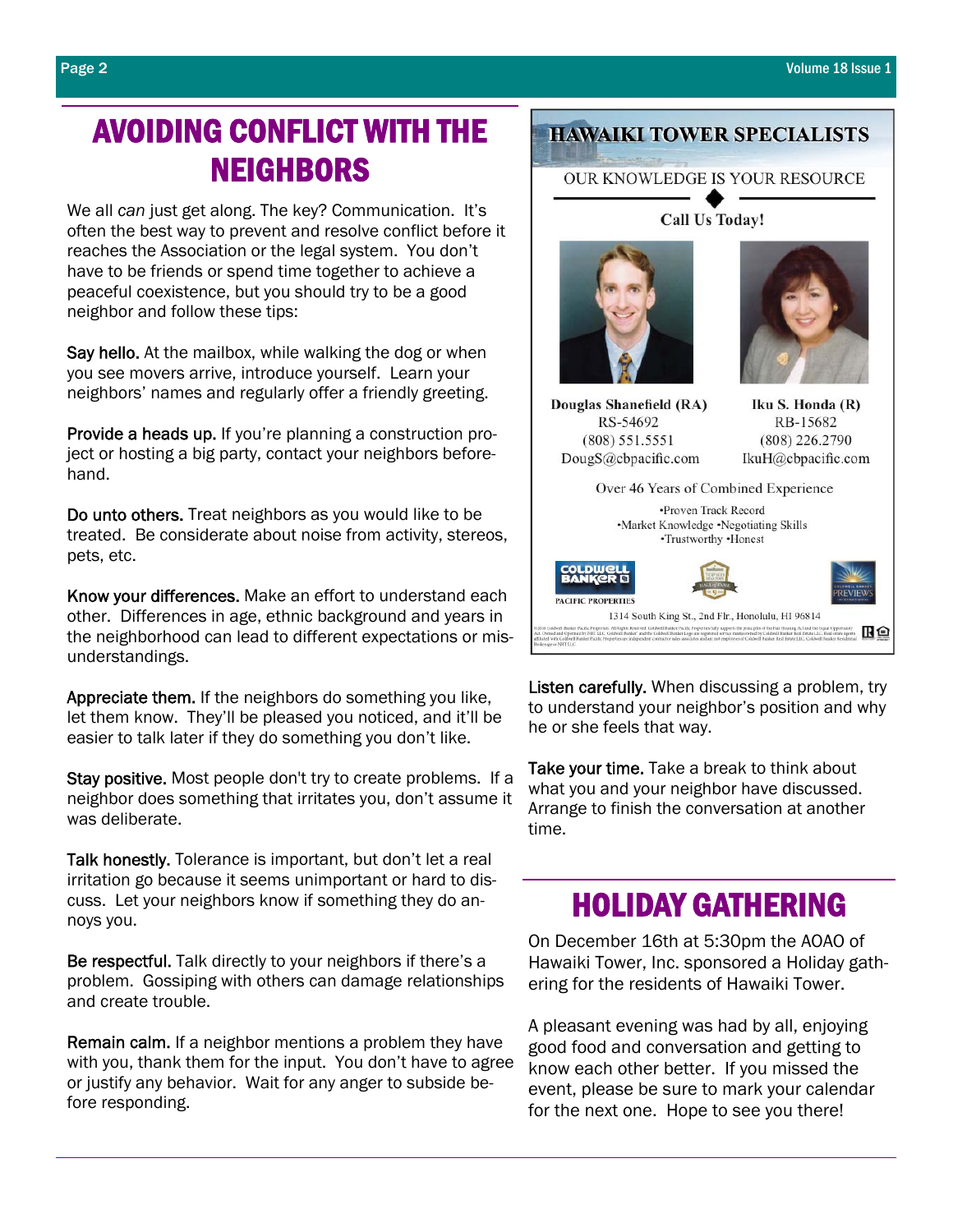# AVOIDING CONFLICT WITH THE NEIGHBORS

We all *can* just get along. The key? Communication. It's often the best way to prevent and resolve conflict before it reaches the Association or the legal system. You don't have to be friends or spend time together to achieve a peaceful coexistence, but you should try to be a good neighbor and follow these tips:

**Say hello.** At the mailbox, while walking the dog or when you see movers arrive, introduce yourself. Learn your neighbors' names and regularly offer a friendly greeting.

**Provide a heads up.** If you're planning a construction project or hosting a big party, contact your neighbors beforehand.

**Do unto others.** Treat neighbors as you would like to be treated. Be considerate about noise from activity, stereos, pets, etc.

**Know your differences.** Make an effort to understand each other. Differences in age, ethnic background and years in the neighborhood can lead to different expectations or misunderstandings.

**Appreciate them.** If the neighbors do something you like, let them know. They'll be pleased you noticed, and it'll be easier to talk later if they do something you don't like.

**Stay positive.** Most people don't try to create problems. If a neighbor does something that irritates you, don't assume it was deliberate.

**Talk honestly.** Tolerance is important, but don't let a real irritation go because it seems unimportant or hard to discuss. Let your neighbors know if something they do annoys you.

**Be respectful.** Talk directly to your neighbors if there's a problem. Gossiping with others can damage relationships and create trouble.

**Remain calm.** If a neighbor mentions a problem they have with you, thank them for the input. You don't have to agree or justify any behavior. Wait for any anger to subside before responding.

**Listen carefully.** When discussing a problem, try to understand your neighbor's position and why he or she feels that way.

**Take your time.** Take a break to think about what you and your neighbor have discussed. Arrange to finish the conversation at another time.

## HAWAIKI TOWER SPECIALISTS

OUR KNOWLEDGE IS YOUR RESOURCE

**Call Us Today!**

**Douglas Shanefield (RA)**
RS-54692
(808) 551.5551
DougS@cbpacific.com

**Iku S. Honda (R)**
RB-15682
(808) 226.2790
IkuH@cbpacific.com

Over 46 Years of Combined Experience

•Proven Track Record
•Market Knowledge •Negotiating Skills
•Trustworthy •Honest

COLDWELL BANKER PACIFIC PROPERTIES

1314 South King St., 2nd Flr., Honolulu, HI 96814

# HOLIDAY GATHERING

On December 16th at 5:30pm the AOAO of Hawaiki Tower, Inc. sponsored a Holiday gathering for the residents of Hawaiki Tower.

A pleasant evening was had by all, enjoying good food and conversation and getting to know each other better. If you missed the event, please be sure to mark your calendar for the next one. Hope to see you there!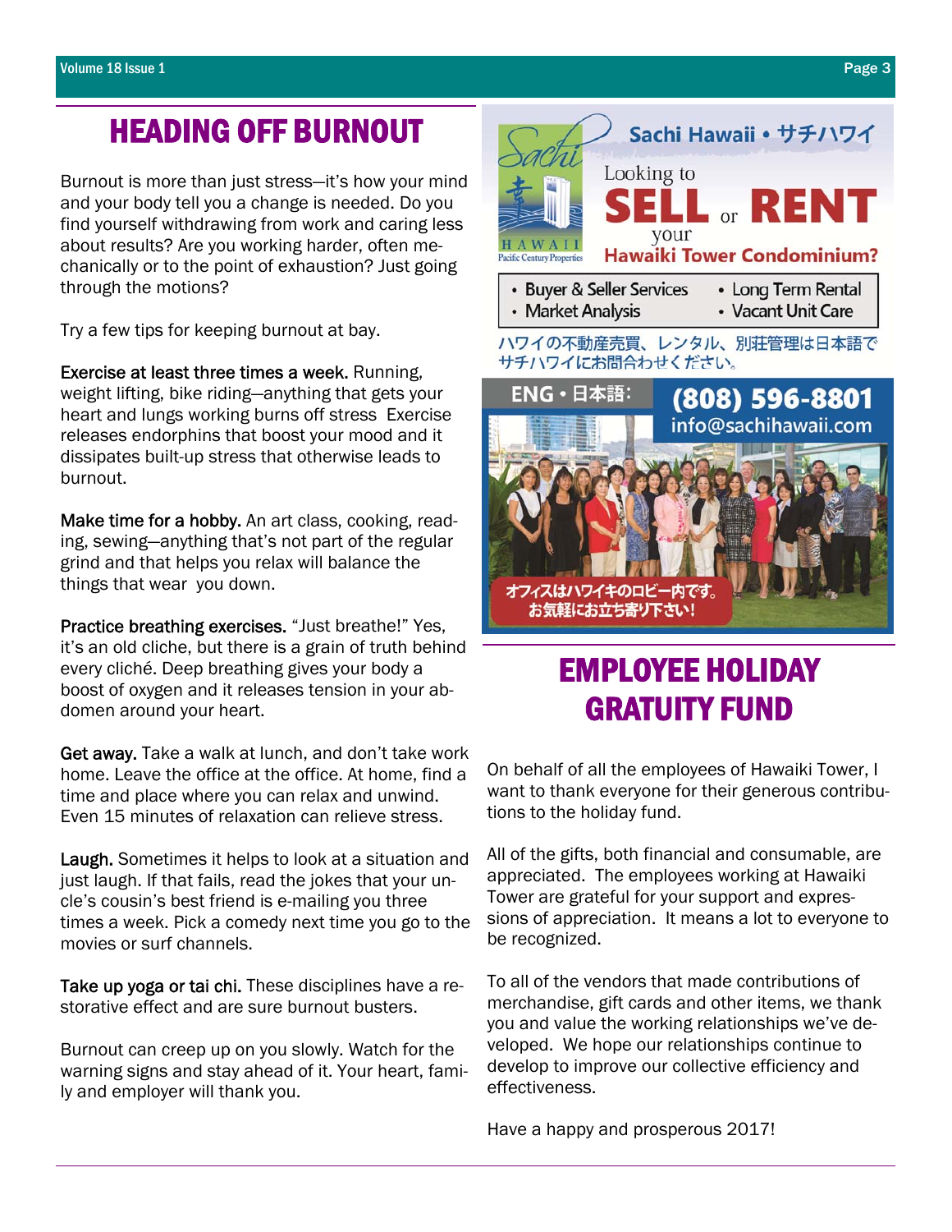# HEADING OFF BURNOUT

Burnout is more than just stress—it's how your mind and your body tell you a change is needed. Do you find yourself withdrawing from work and caring less about results? Are you working harder, often mechanically or to the point of exhaustion? Just going through the motions?

Try a few tips for keeping burnout at bay.

**Exercise at least three times a week.** Running, weight lifting, bike riding—anything that gets your heart and lungs working burns off stress Exercise releases endorphins that boost your mood and it dissipates built-up stress that otherwise leads to burnout.

**Make time for a hobby.** An art class, cooking, reading, sewing—anything that's not part of the regular grind and that helps you relax will balance the things that wear you down.

**Practice breathing exercises.** "Just breathe!" Yes, it's an old cliche, but there is a grain of truth behind every cliché. Deep breathing gives your body a boost of oxygen and it releases tension in your abdomen around your heart.

**Get away.** Take a walk at lunch, and don't take work home. Leave the office at the office. At home, find a time and place where you can relax and unwind. Even 15 minutes of relaxation can relieve stress.

**Laugh.** Sometimes it helps to look at a situation and just laugh. If that fails, read the jokes that your uncle's cousin's best friend is e-mailing you three times a week. Pick a comedy next time you go to the movies or surf channels.

**Take up yoga or tai chi.** These disciplines have a restorative effect and are sure burnout busters.

Burnout can creep up on you slowly. Watch for the warning signs and stay ahead of it. Your heart, family and employer will thank you.

Sachi Hawaii • サチハワイ

Looking to **SELL** or **RENT** your **Hawaiki Tower Condominium?**

- Buyer & Seller Services
- Market Analysis
- Long Term Rental
- Vacant Unit Care

ハワイの不動産売買、レンタル、別荘管理は日本語でサチハワイにお問合わせください。

ENG • 日本語: **(808) 596-8801**
info@sachihawaii.com

オフィスはハワイキのロビー内です。お気軽にお立ち寄り下さい!

# EMPLOYEE HOLIDAY GRATUITY FUND

On behalf of all the employees of Hawaiki Tower, I want to thank everyone for their generous contributions to the holiday fund.

All of the gifts, both financial and consumable, are appreciated. The employees working at Hawaiki Tower are grateful for your support and expressions of appreciation. It means a lot to everyone to be recognized.

To all of the vendors that made contributions of merchandise, gift cards and other items, we thank you and value the working relationships we've developed. We hope our relationships continue to develop to improve our collective efficiency and effectiveness.

Have a happy and prosperous 2017!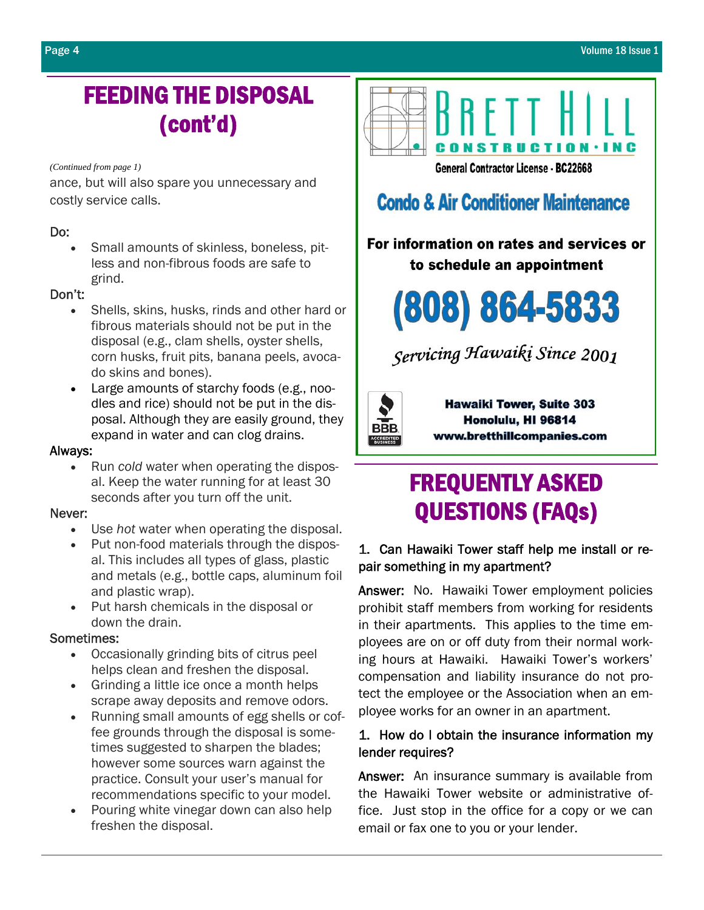# FEEDING THE DISPOSAL (cont'd)

*(Continued from page 1)*

ance, but will also spare you unnecessary and costly service calls.

Do:

- Small amounts of skinless, boneless, pitless and non-fibrous foods are safe to grind.

Don't:

- Shells, skins, husks, rinds and other hard or fibrous materials should not be put in the disposal (e.g., clam shells, oyster shells, corn husks, fruit pits, banana peels, avocado skins and bones).
- Large amounts of starchy foods (e.g., noodles and rice) should not be put in the disposal. Although they are easily ground, they expand in water and can clog drains.

Always:

- Run *cold* water when operating the disposal. Keep the water running for at least 30 seconds after you turn off the unit.

Never:

- Use *hot* water when operating the disposal.
- Put non-food materials through the disposal. This includes all types of glass, plastic and metals (e.g., bottle caps, aluminum foil and plastic wrap).
- Put harsh chemicals in the disposal or down the drain.

Sometimes:

- Occasionally grinding bits of citrus peel helps clean and freshen the disposal.
- Grinding a little ice once a month helps scrape away deposits and remove odors.
- Running small amounts of egg shells or coffee grounds through the disposal is sometimes suggested to sharpen the blades; however some sources warn against the practice. Consult your user's manual for recommendations specific to your model.
- Pouring white vinegar down can also help freshen the disposal.

**BRETT HILL CONSTRUCTION · INC**

General Contractor License · BC22668

**Condo & Air Conditioner Maintenance**

**For information on rates and services or to schedule an appointment**

**(808) 864-5833**

*Servicing Hawaiki Since 2001*

BBB ACCREDITED BUSINESS

**Hawaiki Tower, Suite 303**
**Honolulu, HI 96814**
**www.bretthillcompanies.com**

# FREQUENTLY ASKED QUESTIONS (FAQs)

**1. Can Hawaiki Tower staff help me install or repair something in my apartment?**

**Answer:** No. Hawaiki Tower employment policies prohibit staff members from working for residents in their apartments. This applies to the time employees are on or off duty from their normal working hours at Hawaiki. Hawaiki Tower's workers' compensation and liability insurance do not protect the employee or the Association when an employee works for an owner in an apartment.

**1. How do I obtain the insurance information my lender requires?**

**Answer:** An insurance summary is available from the Hawaiki Tower website or administrative office. Just stop in the office for a copy or we can email or fax one to you or your lender.